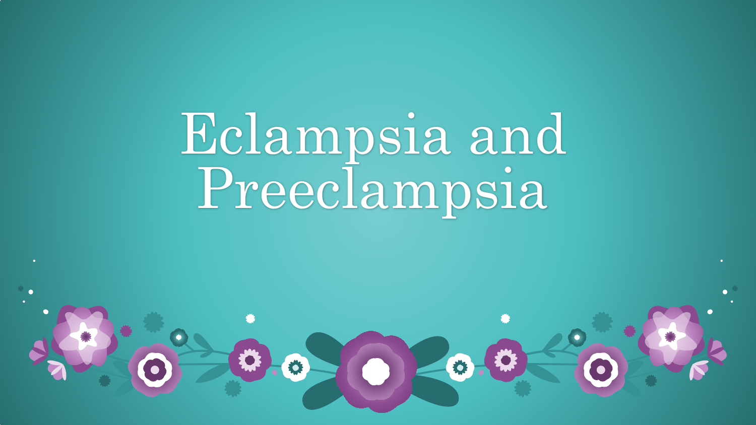# Eclampsia and Preeclampsia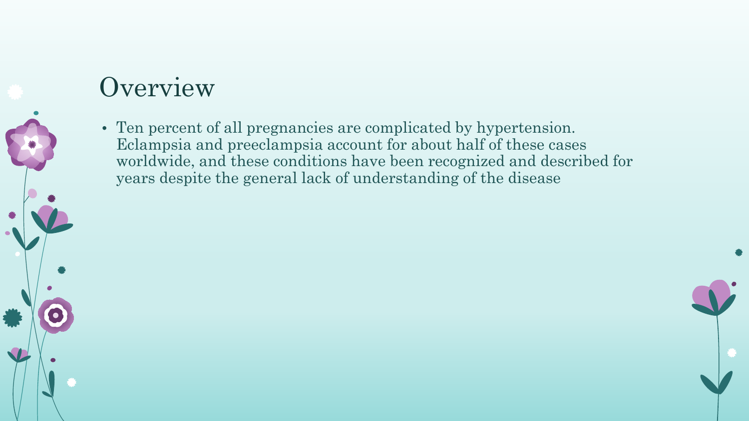# Overview

- Ten percent of all pregnancies are complicated by hypertension. Eclampsia and preeclampsia account for about half of these cases worldwide, and these conditions have been recognized and described for years despite the general lack of understanding of the disease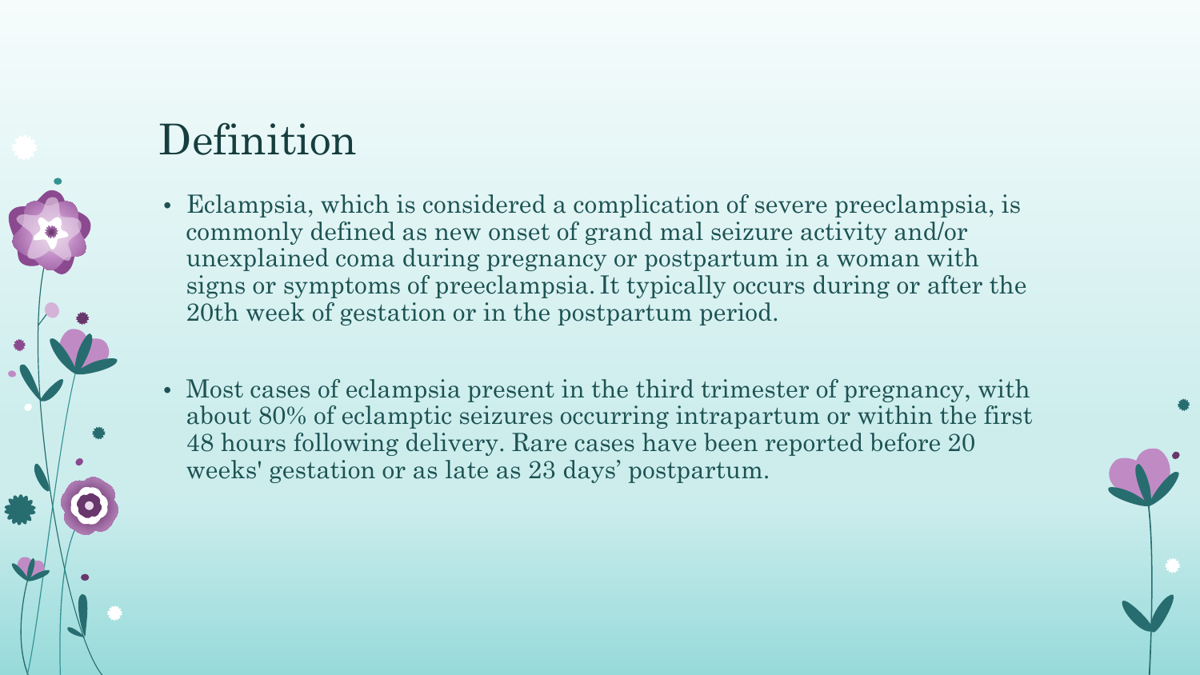# Definition

- Eclampsia, which is considered a complication of severe preeclampsia, is commonly defined as new onset of grand mal seizure activity and/or unexplained coma during pregnancy or postpartum in a woman with signs or symptoms of preeclampsia. It typically occurs during or after the 20th week of gestation or in the postpartum period.

- Most cases of eclampsia present in the third trimester of pregnancy, with about 80% of eclamptic seizures occurring intrapartum or within the first 48 hours following delivery. Rare cases have been reported before 20 weeks' gestation or as late as 23 days' postpartum.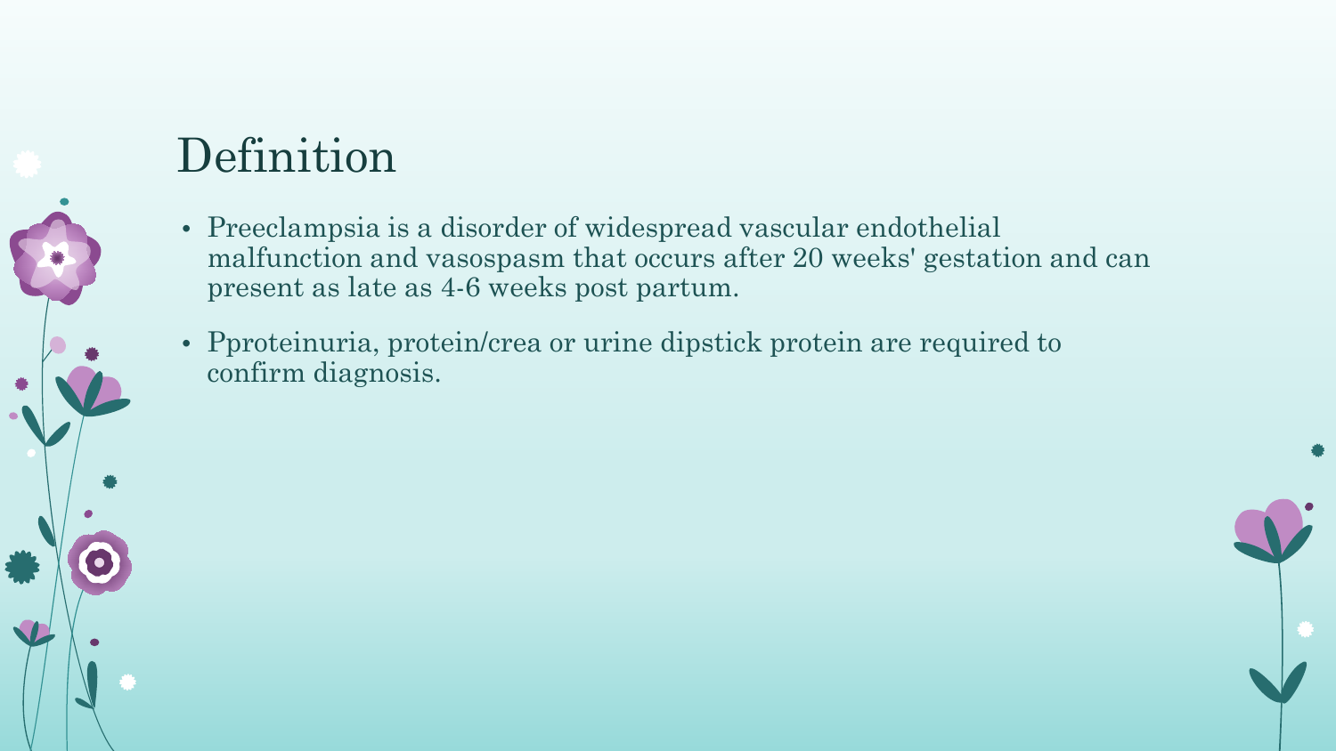# Definition

- Preeclampsia is a disorder of widespread vascular endothelial malfunction and vasospasm that occurs after 20 weeks' gestation and can present as late as 4-6 weeks post partum.
- Pproteinuria, protein/crea or urine dipstick protein are required to confirm diagnosis.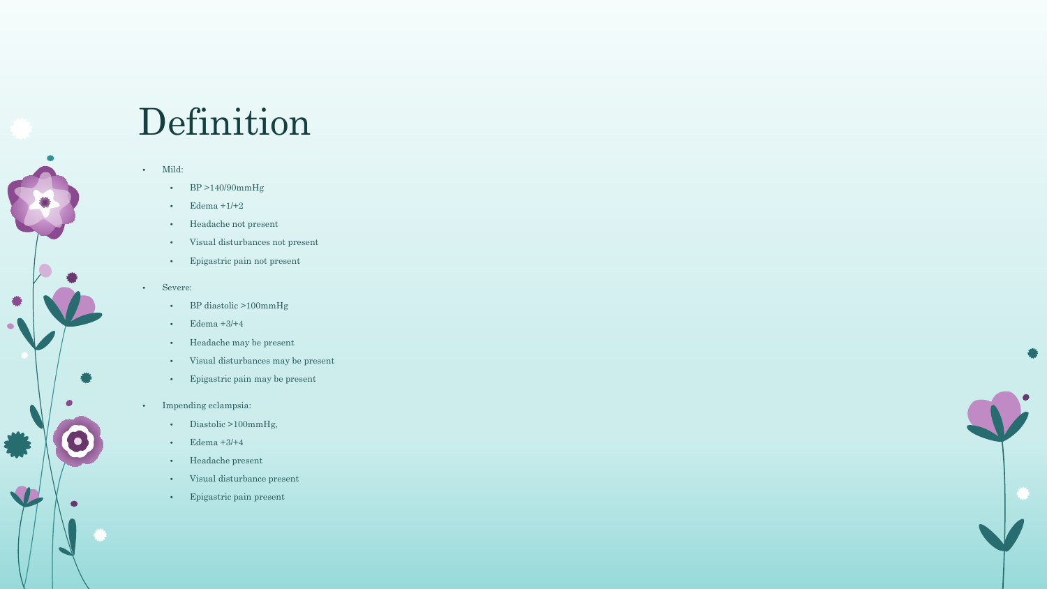# Definition

- Mild:
  - BP >140/90mmHg
  - Edema +1/+2
  - Headache not present
  - Visual disturbances not present
  - Epigastric pain not present
- Severe:
  - BP diastolic >100mmHg
  - Edema +3/+4
  - Headache may be present
  - Visual disturbances may be present
  - Epigastric pain may be present
- Impending eclampsia:
  - Diastolic >100mmHg,
  - Edema +3/+4
  - Headache present
  - Visual disturbance present
  - Epigastric pain present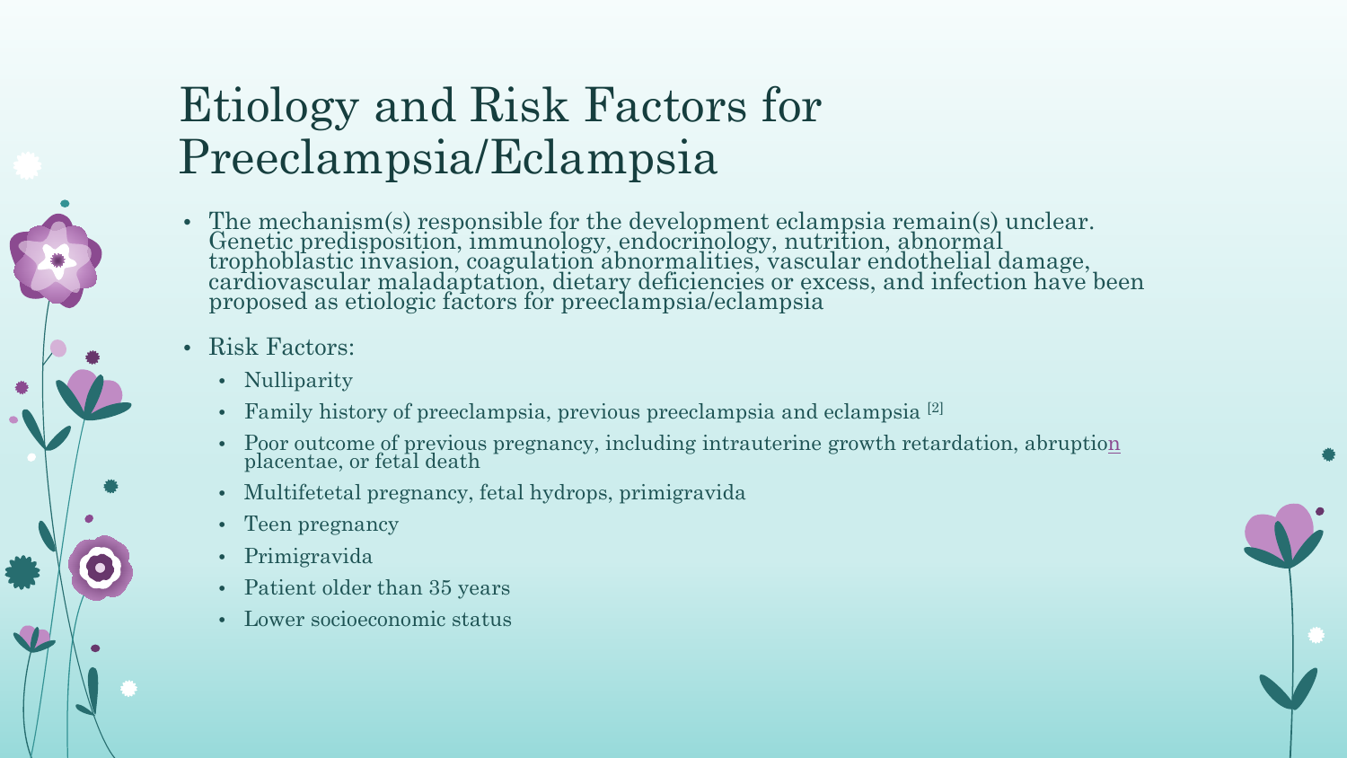# Etiology and Risk Factors for Preeclampsia/Eclampsia

- The mechanism(s) responsible for the development eclampsia remain(s) unclear. Genetic predisposition, immunology, endocrinology, nutrition, abnormal trophoblastic invasion, coagulation abnormalities, vascular endothelial damage, cardiovascular maladaptation, dietary deficiencies or excess, and infection have been proposed as etiologic factors for preeclampsia/eclampsia
- Risk Factors:
  - Nulliparity
  - Family history of preeclampsia, previous preeclampsia and eclampsia [2]
  - Poor outcome of previous pregnancy, including intrauterine growth retardation, abruption placentae, or fetal death
  - Multifetetal pregnancy, fetal hydrops, primigravida
  - Teen pregnancy
  - Primigravida
  - Patient older than 35 years
  - Lower socioeconomic status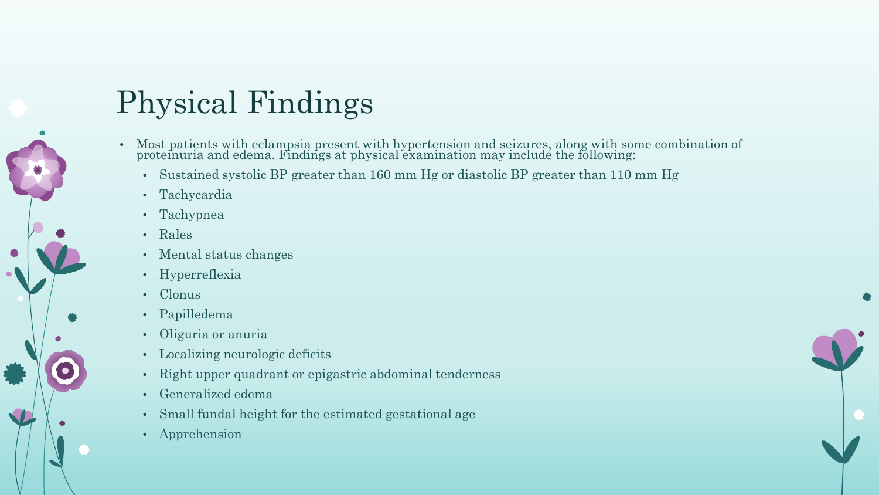# Physical Findings

- Most patients with eclampsia present with hypertension and seizures, along with some combination of proteinuria and edema. Findings at physical examination may include the following:
  - Sustained systolic BP greater than 160 mm Hg or diastolic BP greater than 110 mm Hg
  - Tachycardia
  - Tachypnea
  - Rales
  - Mental status changes
  - Hyperreflexia
  - Clonus
  - Papilledema
  - Oliguria or anuria
  - Localizing neurologic deficits
  - Right upper quadrant or epigastric abdominal tenderness
  - Generalized edema
  - Small fundal height for the estimated gestational age
  - Apprehension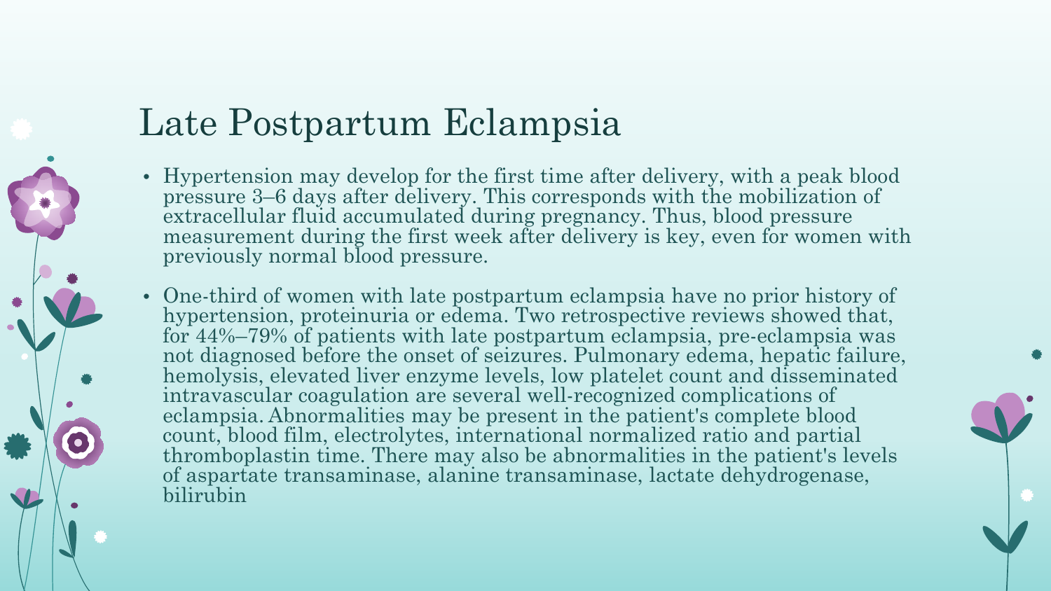# Late Postpartum Eclampsia

- Hypertension may develop for the first time after delivery, with a peak blood pressure 3–6 days after delivery. This corresponds with the mobilization of extracellular fluid accumulated during pregnancy. Thus, blood pressure measurement during the first week after delivery is key, even for women with previously normal blood pressure.

- One-third of women with late postpartum eclampsia have no prior history of hypertension, proteinuria or edema. Two retrospective reviews showed that, for 44%–79% of patients with late postpartum eclampsia, pre-eclampsia was not diagnosed before the onset of seizures. Pulmonary edema, hepatic failure, hemolysis, elevated liver enzyme levels, low platelet count and disseminated intravascular coagulation are several well-recognized complications of eclampsia. Abnormalities may be present in the patient's complete blood count, blood film, electrolytes, international normalized ratio and partial thromboplastin time. There may also be abnormalities in the patient's levels of aspartate transaminase, alanine transaminase, lactate dehydrogenase, bilirubin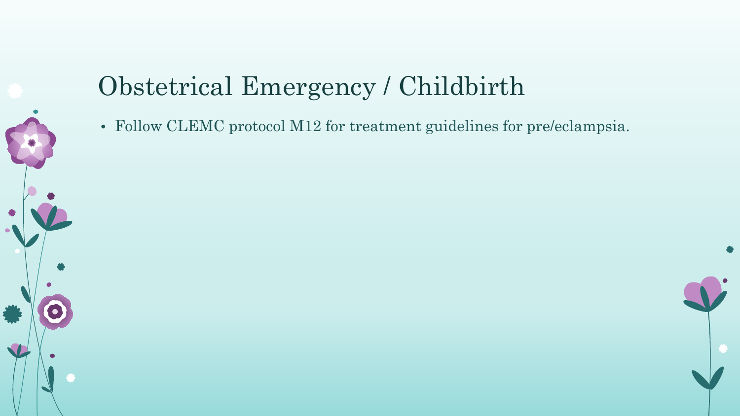# Obstetrical Emergency / Childbirth

- Follow CLEMC protocol M12 for treatment guidelines for pre/eclampsia.